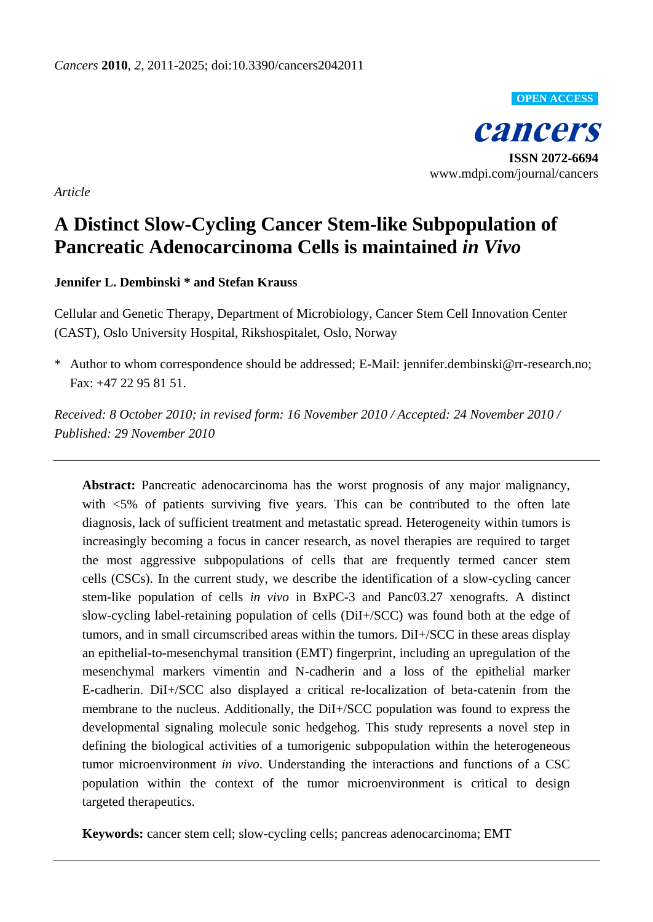*Article*

# A Distinct Slow-Cycling Cancer Stem-like Subpopulation of Pancreatic Adenocarcinoma Cells is maintained *in Vivo*

**Jennifer L. Dembinski * and Stefan Krauss**

Cellular and Genetic Therapy, Department of Microbiology, Cancer Stem Cell Innovation Center (CAST), Oslo University Hospital, Rikshospitalet, Oslo, Norway

\* Author to whom correspondence should be addressed; E-Mail: jennifer.dembinski@rr-research.no; Fax: +47 22 95 81 51.

*Received: 8 October 2010; in revised form: 16 November 2010 / Accepted: 24 November 2010 / Published: 29 November 2010*

---

**Abstract:** Pancreatic adenocarcinoma has the worst prognosis of any major malignancy, with <5% of patients surviving five years. This can be contributed to the often late diagnosis, lack of sufficient treatment and metastatic spread. Heterogeneity within tumors is increasingly becoming a focus in cancer research, as novel therapies are required to target the most aggressive subpopulations of cells that are frequently termed cancer stem cells (CSCs). In the current study, we describe the identification of a slow-cycling cancer stem-like population of cells *in vivo* in BxPC-3 and Panc03.27 xenografts. A distinct slow-cycling label-retaining population of cells (DiI+/SCC) was found both at the edge of tumors, and in small circumscribed areas within the tumors. DiI+/SCC in these areas display an epithelial-to-mesenchymal transition (EMT) fingerprint, including an upregulation of the mesenchymal markers vimentin and N-cadherin and a loss of the epithelial marker E-cadherin. DiI+/SCC also displayed a critical re-localization of beta-catenin from the membrane to the nucleus. Additionally, the DiI+/SCC population was found to express the developmental signaling molecule sonic hedgehog. This study represents a novel step in defining the biological activities of a tumorigenic subpopulation within the heterogeneous tumor microenvironment *in vivo*. Understanding the interactions and functions of a CSC population within the context of the tumor microenvironment is critical to design targeted therapeutics.

**Keywords:** cancer stem cell; slow-cycling cells; pancreas adenocarcinoma; EMT

---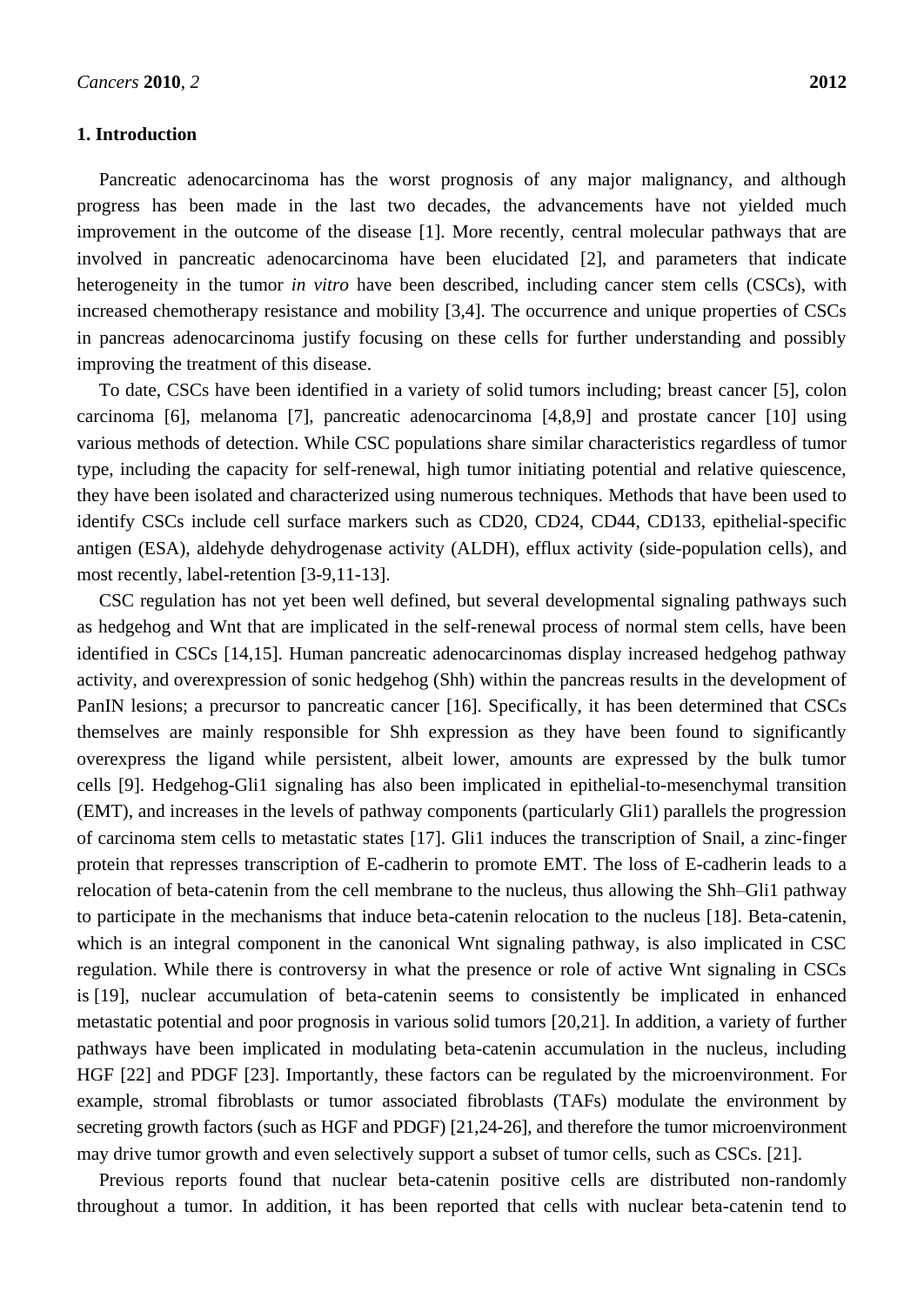## 1. Introduction

Pancreatic adenocarcinoma has the worst prognosis of any major malignancy, and although progress has been made in the last two decades, the advancements have not yielded much improvement in the outcome of the disease [1]. More recently, central molecular pathways that are involved in pancreatic adenocarcinoma have been elucidated [2], and parameters that indicate heterogeneity in the tumor *in vitro* have been described, including cancer stem cells (CSCs), with increased chemotherapy resistance and mobility [3,4]. The occurrence and unique properties of CSCs in pancreas adenocarcinoma justify focusing on these cells for further understanding and possibly improving the treatment of this disease.

To date, CSCs have been identified in a variety of solid tumors including; breast cancer [5], colon carcinoma [6], melanoma [7], pancreatic adenocarcinoma [4,8,9] and prostate cancer [10] using various methods of detection. While CSC populations share similar characteristics regardless of tumor type, including the capacity for self-renewal, high tumor initiating potential and relative quiescence, they have been isolated and characterized using numerous techniques. Methods that have been used to identify CSCs include cell surface markers such as CD20, CD24, CD44, CD133, epithelial-specific antigen (ESA), aldehyde dehydrogenase activity (ALDH), efflux activity (side-population cells), and most recently, label-retention [3-9,11-13].

CSC regulation has not yet been well defined, but several developmental signaling pathways such as hedgehog and Wnt that are implicated in the self-renewal process of normal stem cells, have been identified in CSCs [14,15]. Human pancreatic adenocarcinomas display increased hedgehog pathway activity, and overexpression of sonic hedgehog (Shh) within the pancreas results in the development of PanIN lesions; a precursor to pancreatic cancer [16]. Specifically, it has been determined that CSCs themselves are mainly responsible for Shh expression as they have been found to significantly overexpress the ligand while persistent, albeit lower, amounts are expressed by the bulk tumor cells [9]. Hedgehog-Gli1 signaling has also been implicated in epithelial-to-mesenchymal transition (EMT), and increases in the levels of pathway components (particularly Gli1) parallels the progression of carcinoma stem cells to metastatic states [17]. Gli1 induces the transcription of Snail, a zinc-finger protein that represses transcription of E-cadherin to promote EMT. The loss of E-cadherin leads to a relocation of beta-catenin from the cell membrane to the nucleus, thus allowing the Shh–Gli1 pathway to participate in the mechanisms that induce beta-catenin relocation to the nucleus [18]. Beta-catenin, which is an integral component in the canonical Wnt signaling pathway, is also implicated in CSC regulation. While there is controversy in what the presence or role of active Wnt signaling in CSCs is [19], nuclear accumulation of beta-catenin seems to consistently be implicated in enhanced metastatic potential and poor prognosis in various solid tumors [20,21]. In addition, a variety of further pathways have been implicated in modulating beta-catenin accumulation in the nucleus, including HGF [22] and PDGF [23]. Importantly, these factors can be regulated by the microenvironment. For example, stromal fibroblasts or tumor associated fibroblasts (TAFs) modulate the environment by secreting growth factors (such as HGF and PDGF) [21,24-26], and therefore the tumor microenvironment may drive tumor growth and even selectively support a subset of tumor cells, such as CSCs. [21].

Previous reports found that nuclear beta-catenin positive cells are distributed non-randomly throughout a tumor. In addition, it has been reported that cells with nuclear beta-catenin tend to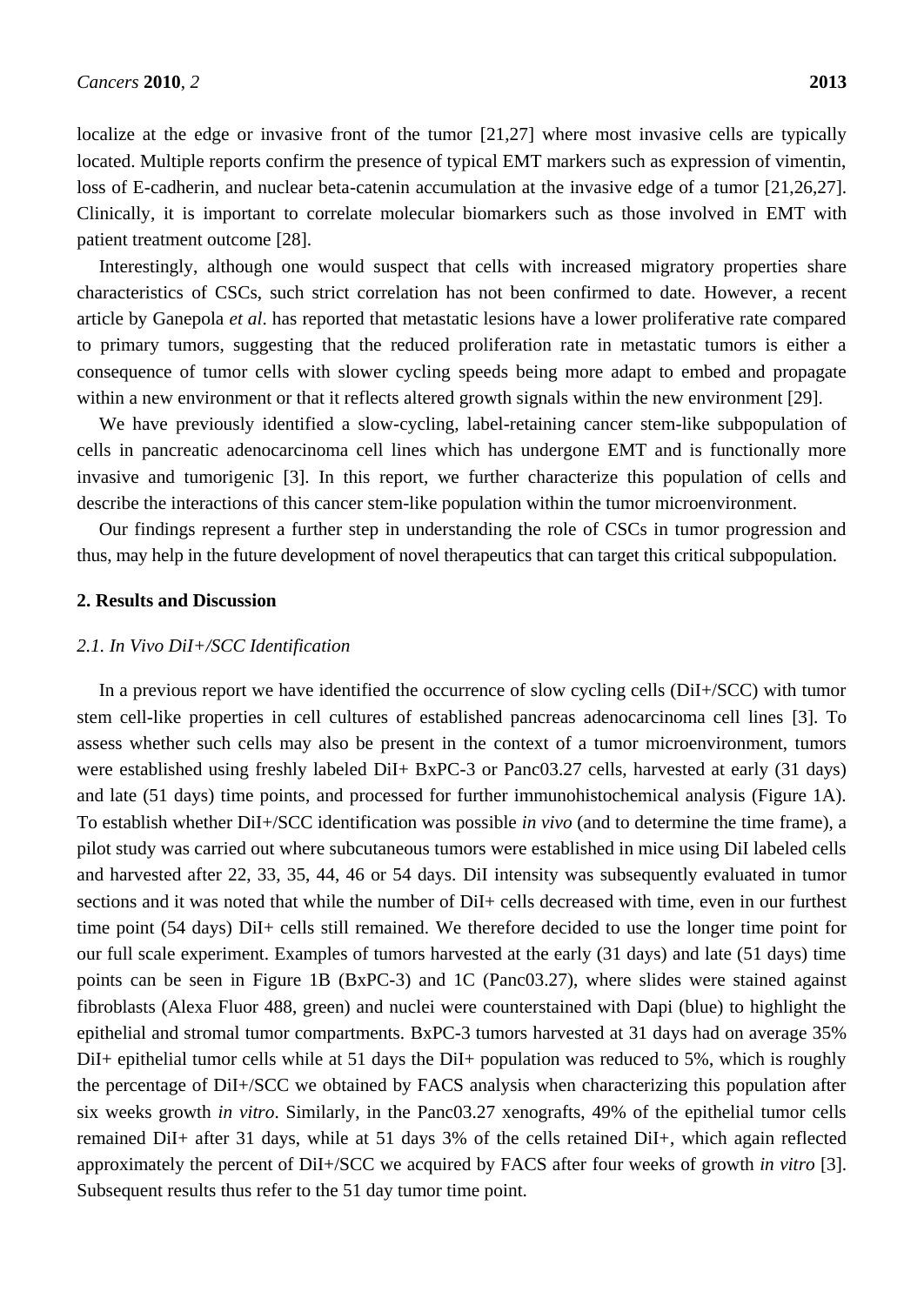localize at the edge or invasive front of the tumor [21,27] where most invasive cells are typically located. Multiple reports confirm the presence of typical EMT markers such as expression of vimentin, loss of E-cadherin, and nuclear beta-catenin accumulation at the invasive edge of a tumor [21,26,27]. Clinically, it is important to correlate molecular biomarkers such as those involved in EMT with patient treatment outcome [28].

Interestingly, although one would suspect that cells with increased migratory properties share characteristics of CSCs, such strict correlation has not been confirmed to date. However, a recent article by Ganepola *et al*. has reported that metastatic lesions have a lower proliferative rate compared to primary tumors, suggesting that the reduced proliferation rate in metastatic tumors is either a consequence of tumor cells with slower cycling speeds being more adapt to embed and propagate within a new environment or that it reflects altered growth signals within the new environment [29].

We have previously identified a slow-cycling, label-retaining cancer stem-like subpopulation of cells in pancreatic adenocarcinoma cell lines which has undergone EMT and is functionally more invasive and tumorigenic [3]. In this report, we further characterize this population of cells and describe the interactions of this cancer stem-like population within the tumor microenvironment.

Our findings represent a further step in understanding the role of CSCs in tumor progression and thus, may help in the future development of novel therapeutics that can target this critical subpopulation.

## 2. Results and Discussion

### *2.1. In Vivo DiI+/SCC Identification*

In a previous report we have identified the occurrence of slow cycling cells (DiI+/SCC) with tumor stem cell-like properties in cell cultures of established pancreas adenocarcinoma cell lines [3]. To assess whether such cells may also be present in the context of a tumor microenvironment, tumors were established using freshly labeled DiI+ BxPC-3 or Panc03.27 cells, harvested at early (31 days) and late (51 days) time points, and processed for further immunohistochemical analysis (Figure 1A). To establish whether DiI+/SCC identification was possible *in vivo* (and to determine the time frame), a pilot study was carried out where subcutaneous tumors were established in mice using DiI labeled cells and harvested after 22, 33, 35, 44, 46 or 54 days. DiI intensity was subsequently evaluated in tumor sections and it was noted that while the number of DiI+ cells decreased with time, even in our furthest time point (54 days) DiI+ cells still remained. We therefore decided to use the longer time point for our full scale experiment. Examples of tumors harvested at the early (31 days) and late (51 days) time points can be seen in Figure 1B (BxPC-3) and 1C (Panc03.27), where slides were stained against fibroblasts (Alexa Fluor 488, green) and nuclei were counterstained with Dapi (blue) to highlight the epithelial and stromal tumor compartments. BxPC-3 tumors harvested at 31 days had on average 35% DiI+ epithelial tumor cells while at 51 days the DiI+ population was reduced to 5%, which is roughly the percentage of DiI+/SCC we obtained by FACS analysis when characterizing this population after six weeks growth *in vitro*. Similarly, in the Panc03.27 xenografts, 49% of the epithelial tumor cells remained DiI+ after 31 days, while at 51 days 3% of the cells retained DiI+, which again reflected approximately the percent of DiI+/SCC we acquired by FACS after four weeks of growth *in vitro* [3]. Subsequent results thus refer to the 51 day tumor time point.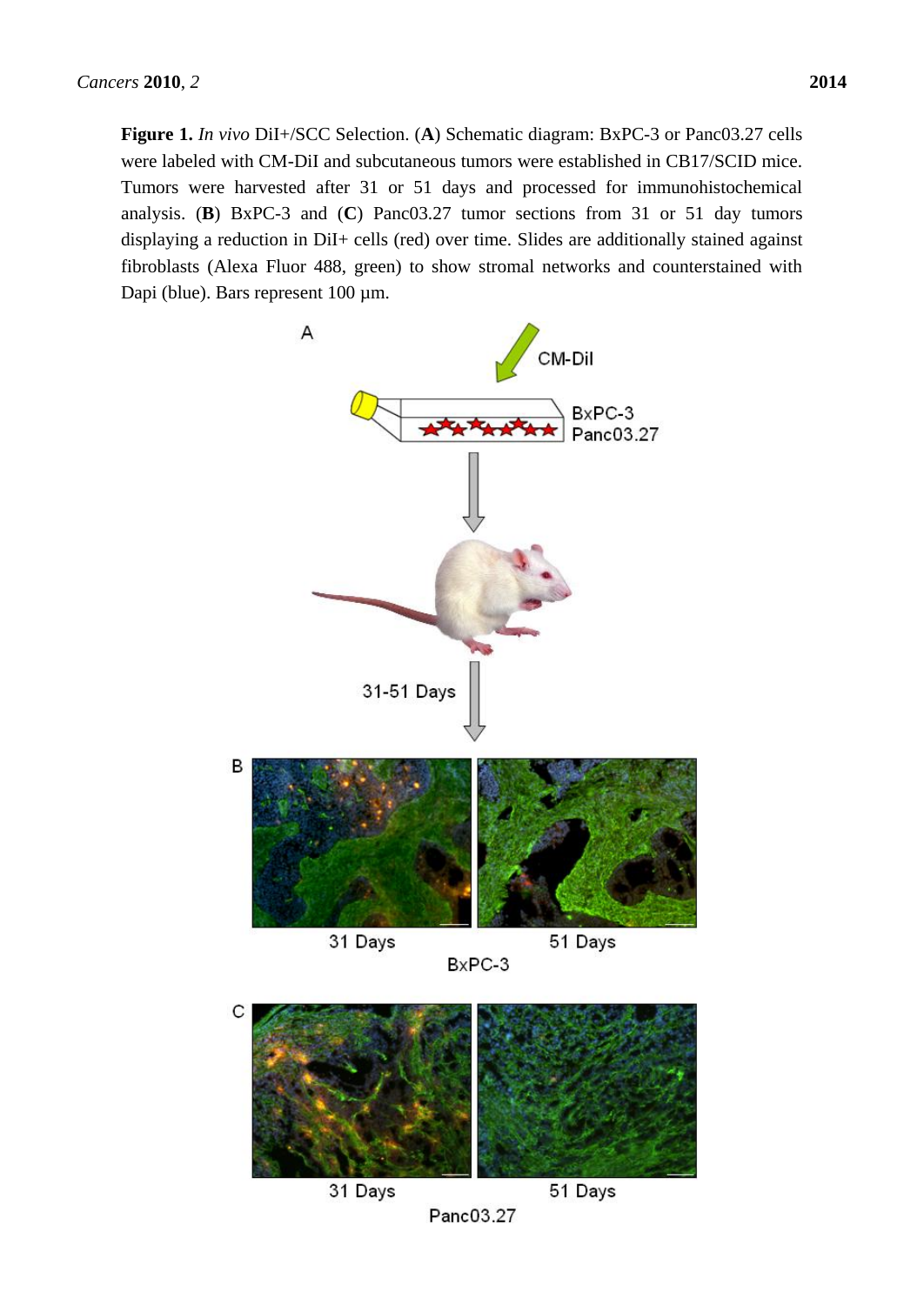**Figure 1.** *In vivo* DiI+/SCC Selection. (**A**) Schematic diagram: BxPC-3 or Panc03.27 cells were labeled with CM-DiI and subcutaneous tumors were established in CB17/SCID mice. Tumors were harvested after 31 or 51 days and processed for immunohistochemical analysis. (**B**) BxPC-3 and (**C**) Panc03.27 tumor sections from 31 or 51 day tumors displaying a reduction in DiI+ cells (red) over time. Slides are additionally stained against fibroblasts (Alexa Fluor 488, green) to show stromal networks and counterstained with Dapi (blue). Bars represent 100 µm.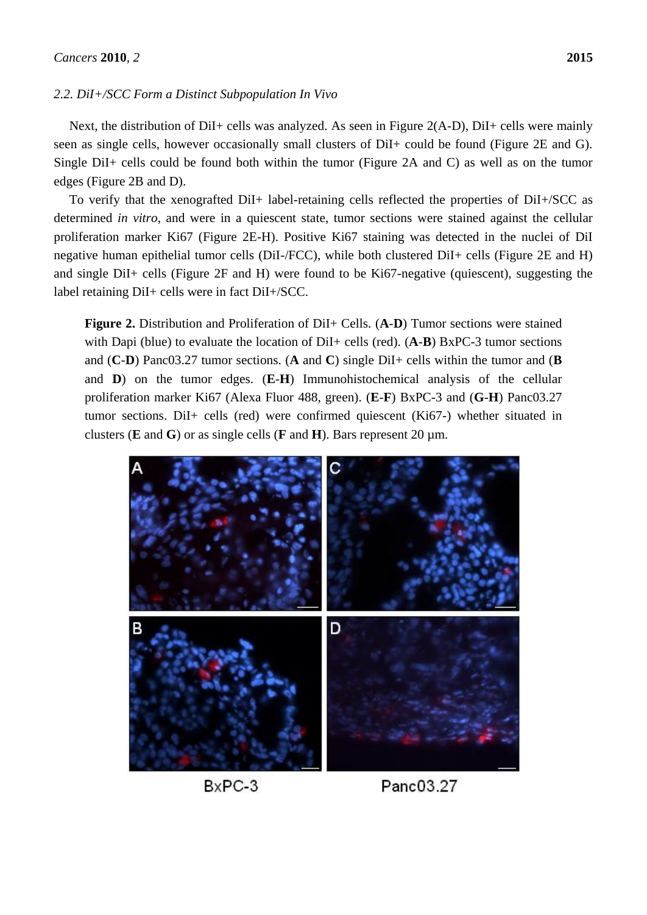### 2.2. DiI+/SCC Form a Distinct Subpopulation *In Vivo*

Next, the distribution of DiI+ cells was analyzed. As seen in Figure 2(A-D), DiI+ cells were mainly seen as single cells, however occasionally small clusters of DiI+ could be found (Figure 2E and G). Single DiI+ cells could be found both within the tumor (Figure 2A and C) as well as on the tumor edges (Figure 2B and D).

To verify that the xenografted DiI+ label-retaining cells reflected the properties of DiI+/SCC as determined *in vitro*, and were in a quiescent state, tumor sections were stained against the cellular proliferation marker Ki67 (Figure 2E-H). Positive Ki67 staining was detected in the nuclei of DiI negative human epithelial tumor cells (DiI-/FCC), while both clustered DiI+ cells (Figure 2E and H) and single DiI+ cells (Figure 2F and H) were found to be Ki67-negative (quiescent), suggesting the label retaining DiI+ cells were in fact DiI+/SCC.

**Figure 2.** Distribution and Proliferation of DiI+ Cells. (**A**-**D**) Tumor sections were stained with Dapi (blue) to evaluate the location of DiI+ cells (red). (**A**-**B**) BxPC-3 tumor sections and (**C**-**D**) Panc03.27 tumor sections. (**A** and **C**) single DiI+ cells within the tumor and (**B** and **D**) on the tumor edges. (**E**-**H**) Immunohistochemical analysis of the cellular proliferation marker Ki67 (Alexa Fluor 488, green). (**E**-**F**) BxPC-3 and (**G**-**H**) Panc03.27 tumor sections. DiI+ cells (red) were confirmed quiescent (Ki67-) whether situated in clusters (**E** and **G**) or as single cells (**F** and **H**). Bars represent 20 µm.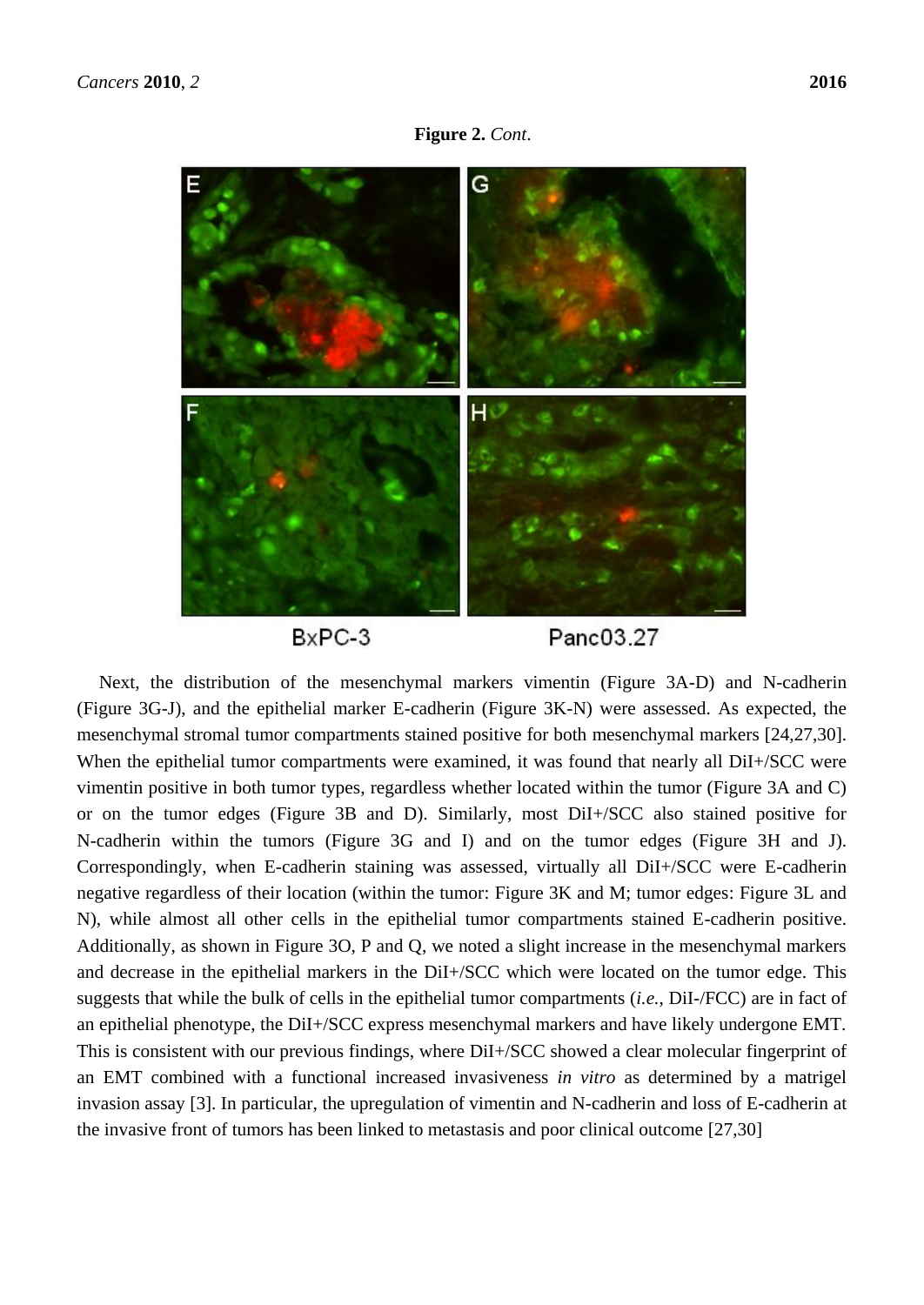**Figure 2.** *Cont*.

Next, the distribution of the mesenchymal markers vimentin (Figure 3A-D) and N-cadherin (Figure 3G-J), and the epithelial marker E-cadherin (Figure 3K-N) were assessed. As expected, the mesenchymal stromal tumor compartments stained positive for both mesenchymal markers [24,27,30]. When the epithelial tumor compartments were examined, it was found that nearly all DiI+/SCC were vimentin positive in both tumor types, regardless whether located within the tumor (Figure 3A and C) or on the tumor edges (Figure 3B and D). Similarly, most DiI+/SCC also stained positive for N-cadherin within the tumors (Figure 3G and I) and on the tumor edges (Figure 3H and J). Correspondingly, when E-cadherin staining was assessed, virtually all DiI+/SCC were E-cadherin negative regardless of their location (within the tumor: Figure 3K and M; tumor edges: Figure 3L and N), while almost all other cells in the epithelial tumor compartments stained E-cadherin positive. Additionally, as shown in Figure 3O, P and Q, we noted a slight increase in the mesenchymal markers and decrease in the epithelial markers in the DiI+/SCC which were located on the tumor edge. This suggests that while the bulk of cells in the epithelial tumor compartments (*i.e.*, DiI-/FCC) are in fact of an epithelial phenotype, the DiI+/SCC express mesenchymal markers and have likely undergone EMT. This is consistent with our previous findings, where DiI+/SCC showed a clear molecular fingerprint of an EMT combined with a functional increased invasiveness *in vitro* as determined by a matrigel invasion assay [3]. In particular, the upregulation of vimentin and N-cadherin and loss of E-cadherin at the invasive front of tumors has been linked to metastasis and poor clinical outcome [27,30]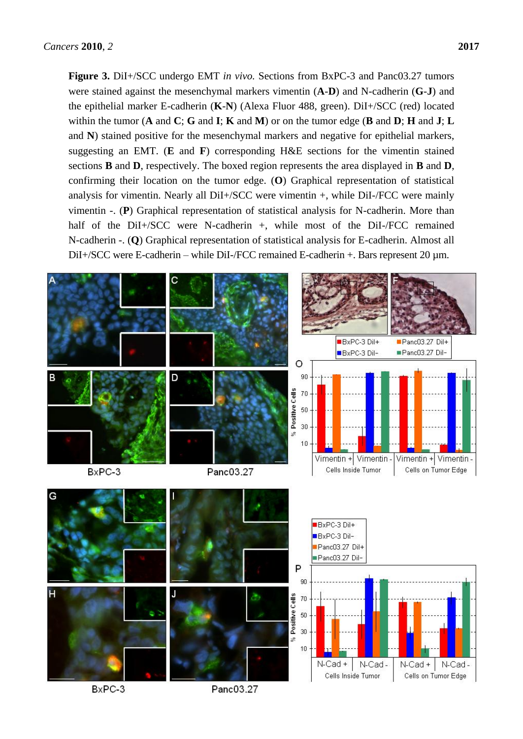**Figure 3.** DiI+/SCC undergo EMT *in vivo*. Sections from BxPC-3 and Panc03.27 tumors were stained against the mesenchymal markers vimentin (**A**-**D**) and N-cadherin (**G**-**J**) and the epithelial marker E-cadherin (**K**-**N**) (Alexa Fluor 488, green). DiI+/SCC (red) located within the tumor (**A** and **C**; **G** and **I**; **K** and **M**) or on the tumor edge (**B** and **D**; **H** and **J**; **L** and **N**) stained positive for the mesenchymal markers and negative for epithelial markers, suggesting an EMT. (**E** and **F**) corresponding H&E sections for the vimentin stained sections **B** and **D**, respectively. The boxed region represents the area displayed in **B** and **D**, confirming their location on the tumor edge. (**O**) Graphical representation of statistical analysis for vimentin. Nearly all DiI+/SCC were vimentin +, while DiI-/FCC were mainly vimentin -. (**P**) Graphical representation of statistical analysis for N-cadherin. More than half of the DiI+/SCC were N-cadherin +, while most of the DiI-/FCC remained N-cadherin -. (**Q**) Graphical representation of statistical analysis for E-cadherin. Almost all DiI+/SCC were E-cadherin – while DiI-/FCC remained E-cadherin +. Bars represent 20 µm.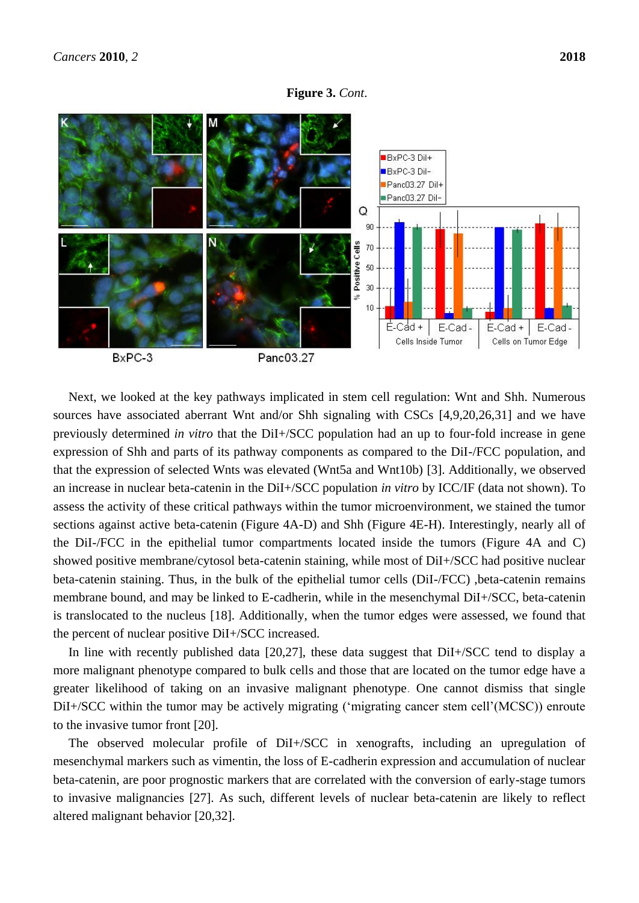**Figure 3.** *Cont.*

Next, we looked at the key pathways implicated in stem cell regulation: Wnt and Shh. Numerous sources have associated aberrant Wnt and/or Shh signaling with CSCs [4,9,20,26,31] and we have previously determined *in vitro* that the DiI+/SCC population had an up to four-fold increase in gene expression of Shh and parts of its pathway components as compared to the DiI-/FCC population, and that the expression of selected Wnts was elevated (Wnt5a and Wnt10b) [3]. Additionally, we observed an increase in nuclear beta-catenin in the DiI+/SCC population *in vitro* by ICC/IF (data not shown). To assess the activity of these critical pathways within the tumor microenvironment, we stained the tumor sections against active beta-catenin (Figure 4A-D) and Shh (Figure 4E-H). Interestingly, nearly all of the DiI-/FCC in the epithelial tumor compartments located inside the tumors (Figure 4A and C) showed positive membrane/cytosol beta-catenin staining, while most of DiI+/SCC had positive nuclear beta-catenin staining. Thus, in the bulk of the epithelial tumor cells (DiI-/FCC) ,beta-catenin remains membrane bound, and may be linked to E-cadherin, while in the mesenchymal DiI+/SCC, beta-catenin is translocated to the nucleus [18]. Additionally, when the tumor edges were assessed, we found that the percent of nuclear positive DiI+/SCC increased.

In line with recently published data [20,27], these data suggest that DiI+/SCC tend to display a more malignant phenotype compared to bulk cells and those that are located on the tumor edge have a greater likelihood of taking on an invasive malignant phenotype. One cannot dismiss that single DiI+/SCC within the tumor may be actively migrating ('migrating cancer stem cell'(MCSC)) enroute to the invasive tumor front [20].

The observed molecular profile of DiI+/SCC in xenografts, including an upregulation of mesenchymal markers such as vimentin, the loss of E-cadherin expression and accumulation of nuclear beta-catenin, are poor prognostic markers that are correlated with the conversion of early-stage tumors to invasive malignancies [27]. As such, different levels of nuclear beta-catenin are likely to reflect altered malignant behavior [20,32].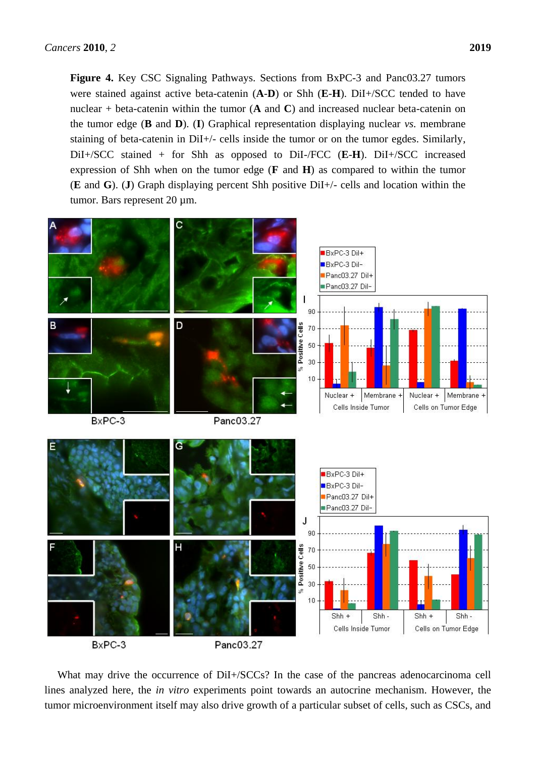**Figure 4.** Key CSC Signaling Pathways. Sections from BxPC-3 and Panc03.27 tumors were stained against active beta-catenin (**A**-**D**) or Shh (**E**-**H**). DiI+/SCC tended to have nuclear + beta-catenin within the tumor (**A** and **C**) and increased nuclear beta-catenin on the tumor edge (**B** and **D**). (**I**) Graphical representation displaying nuclear *vs.* membrane staining of beta-catenin in DiI+/- cells inside the tumor or on the tumor egdes. Similarly, DiI+/SCC stained + for Shh as opposed to DiI-/FCC (**E**-**H**). DiI+/SCC increased expression of Shh when on the tumor edge (**F** and **H**) as compared to within the tumor (**E** and **G**). (**J**) Graph displaying percent Shh positive DiI+/- cells and location within the tumor. Bars represent 20 µm.

What may drive the occurrence of DiI+/SCCs? In the case of the pancreas adenocarcinoma cell lines analyzed here, the *in vitro* experiments point towards an autocrine mechanism. However, the tumor microenvironment itself may also drive growth of a particular subset of cells, such as CSCs, and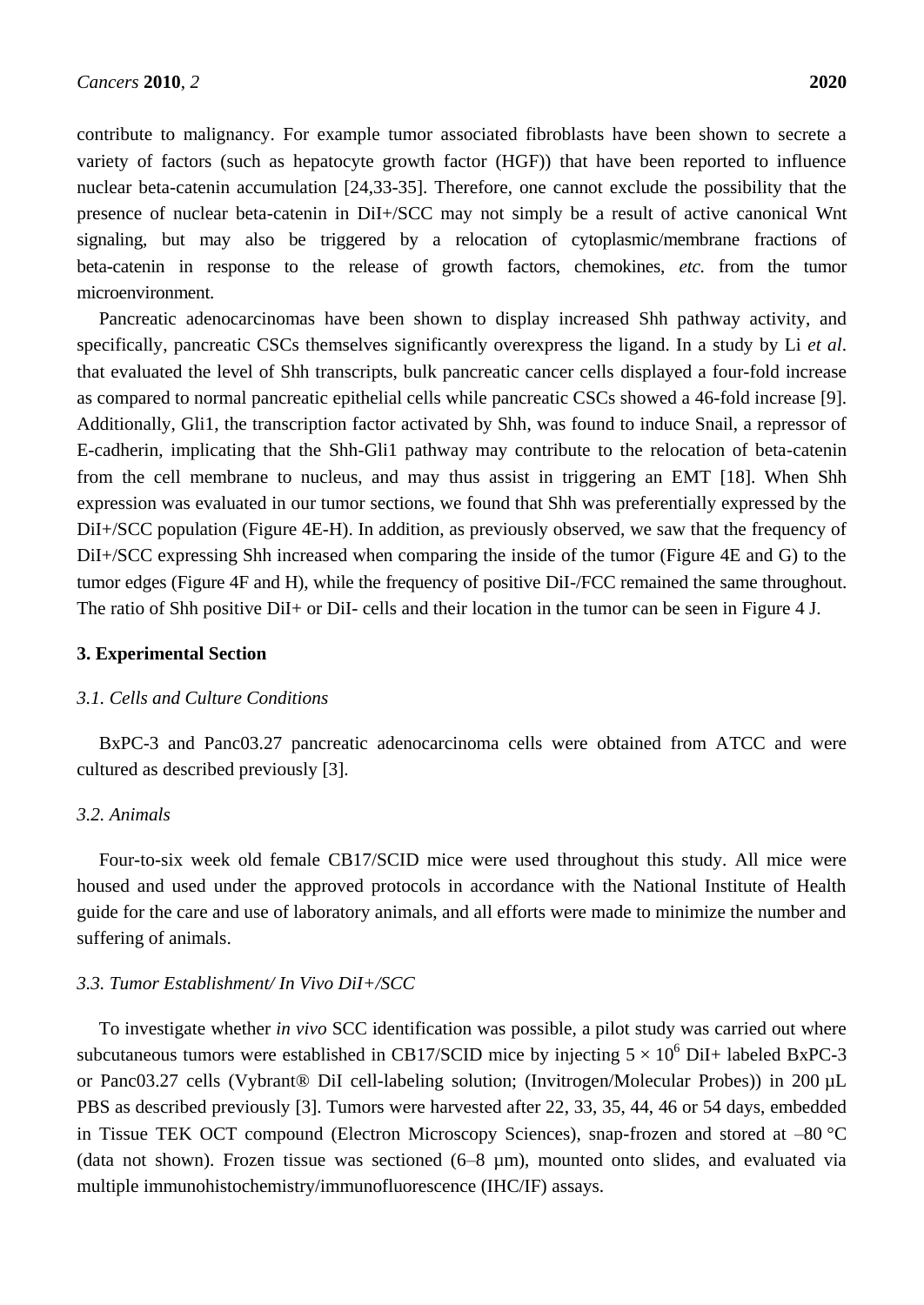contribute to malignancy. For example tumor associated fibroblasts have been shown to secrete a variety of factors (such as hepatocyte growth factor (HGF)) that have been reported to influence nuclear beta-catenin accumulation [24,33-35]. Therefore, one cannot exclude the possibility that the presence of nuclear beta-catenin in DiI+/SCC may not simply be a result of active canonical Wnt signaling, but may also be triggered by a relocation of cytoplasmic/membrane fractions of beta-catenin in response to the release of growth factors, chemokines, *etc.* from the tumor microenvironment.

Pancreatic adenocarcinomas have been shown to display increased Shh pathway activity, and specifically, pancreatic CSCs themselves significantly overexpress the ligand. In a study by Li *et al*. that evaluated the level of Shh transcripts, bulk pancreatic cancer cells displayed a four-fold increase as compared to normal pancreatic epithelial cells while pancreatic CSCs showed a 46-fold increase [9]. Additionally, Gli1, the transcription factor activated by Shh, was found to induce Snail, a repressor of E-cadherin, implicating that the Shh-Gli1 pathway may contribute to the relocation of beta-catenin from the cell membrane to nucleus, and may thus assist in triggering an EMT [18]. When Shh expression was evaluated in our tumor sections, we found that Shh was preferentially expressed by the DiI+/SCC population (Figure 4E-H). In addition, as previously observed, we saw that the frequency of DiI+/SCC expressing Shh increased when comparing the inside of the tumor (Figure 4E and G) to the tumor edges (Figure 4F and H), while the frequency of positive DiI-/FCC remained the same throughout. The ratio of Shh positive DiI+ or DiI- cells and their location in the tumor can be seen in Figure 4 J.

## 3. Experimental Section

### *3.1. Cells and Culture Conditions*

BxPC-3 and Panc03.27 pancreatic adenocarcinoma cells were obtained from ATCC and were cultured as described previously [3].

### *3.2. Animals*

Four-to-six week old female CB17/SCID mice were used throughout this study. All mice were housed and used under the approved protocols in accordance with the National Institute of Health guide for the care and use of laboratory animals, and all efforts were made to minimize the number and suffering of animals.

### *3.3. Tumor Establishment/ In Vivo DiI+/SCC*

To investigate whether *in vivo* SCC identification was possible, a pilot study was carried out where subcutaneous tumors were established in CB17/SCID mice by injecting $5 \times 10^6$ DiI+ labeled BxPC-3 or Panc03.27 cells (Vybrant® DiI cell-labeling solution; (Invitrogen/Molecular Probes)) in 200 µL PBS as described previously [3]. Tumors were harvested after 22, 33, 35, 44, 46 or 54 days, embedded in Tissue TEK OCT compound (Electron Microscopy Sciences), snap-frozen and stored at –80 °C (data not shown). Frozen tissue was sectioned (6–8 µm), mounted onto slides, and evaluated via multiple immunohistochemistry/immunofluorescence (IHC/IF) assays.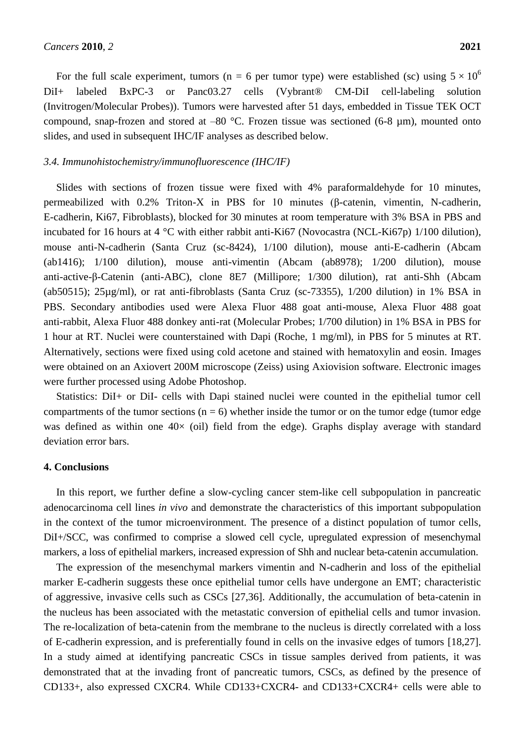For the full scale experiment, tumors (n = 6 per tumor type) were established (sc) using $5 \times 10^6$ DiI+ labeled BxPC-3 or Panc03.27 cells (Vybrant® CM-DiI cell-labeling solution (Invitrogen/Molecular Probes)). Tumors were harvested after 51 days, embedded in Tissue TEK OCT compound, snap-frozen and stored at –80 °C. Frozen tissue was sectioned (6-8 µm), mounted onto slides, and used in subsequent IHC/IF analyses as described below.

### *3.4. Immunohistochemistry/immunofluorescence (IHC/IF)*

Slides with sections of frozen tissue were fixed with 4% paraformaldehyde for 10 minutes, permeabilized with 0.2% Triton-X in PBS for 10 minutes (β-catenin, vimentin, N-cadherin, E-cadherin, Ki67, Fibroblasts), blocked for 30 minutes at room temperature with 3% BSA in PBS and incubated for 16 hours at 4 °C with either rabbit anti-Ki67 (Novocastra (NCL-Ki67p) 1/100 dilution), mouse anti-N-cadherin (Santa Cruz (sc-8424), 1/100 dilution), mouse anti-E-cadherin (Abcam (ab1416); 1/100 dilution), mouse anti-vimentin (Abcam (ab8978); 1/200 dilution), mouse anti-active-β-Catenin (anti-ABC), clone 8E7 (Millipore; 1/300 dilution), rat anti-Shh (Abcam (ab50515); 25µg/ml), or rat anti-fibroblasts (Santa Cruz (sc-73355), 1/200 dilution) in 1% BSA in PBS. Secondary antibodies used were Alexa Fluor 488 goat anti-mouse, Alexa Fluor 488 goat anti-rabbit, Alexa Fluor 488 donkey anti-rat (Molecular Probes; 1/700 dilution) in 1% BSA in PBS for 1 hour at RT. Nuclei were counterstained with Dapi (Roche, 1 mg/ml), in PBS for 5 minutes at RT. Alternatively, sections were fixed using cold acetone and stained with hematoxylin and eosin. Images were obtained on an Axiovert 200M microscope (Zeiss) using Axiovision software. Electronic images were further processed using Adobe Photoshop.

Statistics: DiI+ or DiI- cells with Dapi stained nuclei were counted in the epithelial tumor cell compartments of the tumor sections (n = 6) whether inside the tumor or on the tumor edge (tumor edge was defined as within one 40× (oil) field from the edge). Graphs display average with standard deviation error bars.

## 4. Conclusions

In this report, we further define a slow-cycling cancer stem-like cell subpopulation in pancreatic adenocarcinoma cell lines *in vivo* and demonstrate the characteristics of this important subpopulation in the context of the tumor microenvironment. The presence of a distinct population of tumor cells, DiI+/SCC, was confirmed to comprise a slowed cell cycle, upregulated expression of mesenchymal markers, a loss of epithelial markers, increased expression of Shh and nuclear beta-catenin accumulation.

The expression of the mesenchymal markers vimentin and N-cadherin and loss of the epithelial marker E-cadherin suggests these once epithelial tumor cells have undergone an EMT; characteristic of aggressive, invasive cells such as CSCs [27,36]. Additionally, the accumulation of beta-catenin in the nucleus has been associated with the metastatic conversion of epithelial cells and tumor invasion. The re-localization of beta-catenin from the membrane to the nucleus is directly correlated with a loss of E-cadherin expression, and is preferentially found in cells on the invasive edges of tumors [18,27]. In a study aimed at identifying pancreatic CSCs in tissue samples derived from patients, it was demonstrated that at the invading front of pancreatic tumors, CSCs, as defined by the presence of CD133+, also expressed CXCR4. While CD133+CXCR4- and CD133+CXCR4+ cells were able to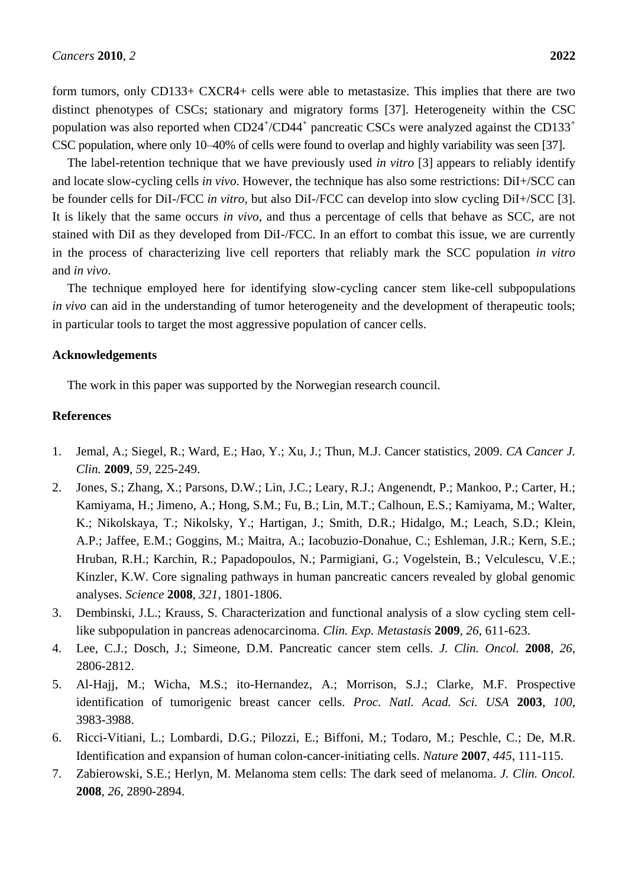form tumors, only CD133+ CXCR4+ cells were able to metastasize. This implies that there are two distinct phenotypes of CSCs; stationary and migratory forms [37]. Heterogeneity within the CSC population was also reported when $CD24^{+}$/$CD44^{+}$ pancreatic CSCs were analyzed against the $CD133^{+}$ CSC population, where only 10–40% of cells were found to overlap and highly variability was seen [37].

The label-retention technique that we have previously used *in vitro* [3] appears to reliably identify and locate slow-cycling cells *in vivo*. However, the technique has also some restrictions: DiI+/SCC can be founder cells for DiI-/FCC *in vitro*, but also DiI-/FCC can develop into slow cycling DiI+/SCC [3]. It is likely that the same occurs *in vivo*, and thus a percentage of cells that behave as SCC, are not stained with DiI as they developed from DiI-/FCC. In an effort to combat this issue, we are currently in the process of characterizing live cell reporters that reliably mark the SCC population *in vitro* and *in vivo*.

The technique employed here for identifying slow-cycling cancer stem like-cell subpopulations *in vivo* can aid in the understanding of tumor heterogeneity and the development of therapeutic tools; in particular tools to target the most aggressive population of cancer cells.

## Acknowledgements

The work in this paper was supported by the Norwegian research council.

## References

1. Jemal, A.; Siegel, R.; Ward, E.; Hao, Y.; Xu, J.; Thun, M.J. Cancer statistics, 2009. *CA Cancer J. Clin.* **2009**, *59*, 225-249.
2. Jones, S.; Zhang, X.; Parsons, D.W.; Lin, J.C.; Leary, R.J.; Angenendt, P.; Mankoo, P.; Carter, H.; Kamiyama, H.; Jimeno, A.; Hong, S.M.; Fu, B.; Lin, M.T.; Calhoun, E.S.; Kamiyama, M.; Walter, K.; Nikolskaya, T.; Nikolsky, Y.; Hartigan, J.; Smith, D.R.; Hidalgo, M.; Leach, S.D.; Klein, A.P.; Jaffee, E.M.; Goggins, M.; Maitra, A.; Iacobuzio-Donahue, C.; Eshleman, J.R.; Kern, S.E.; Hruban, R.H.; Karchin, R.; Papadopoulos, N.; Parmigiani, G.; Vogelstein, B.; Velculescu, V.E.; Kinzler, K.W. Core signaling pathways in human pancreatic cancers revealed by global genomic analyses. *Science* **2008**, *321*, 1801-1806.
3. Dembinski, J.L.; Krauss, S. Characterization and functional analysis of a slow cycling stem cell-like subpopulation in pancreas adenocarcinoma. *Clin. Exp. Metastasis* **2009**, *26*, 611-623.
4. Lee, C.J.; Dosch, J.; Simeone, D.M. Pancreatic cancer stem cells. *J. Clin. Oncol.* **2008**, *26*, 2806-2812.
5. Al-Hajj, M.; Wicha, M.S.; ito-Hernandez, A.; Morrison, S.J.; Clarke, M.F. Prospective identification of tumorigenic breast cancer cells. *Proc. Natl. Acad. Sci. USA* **2003**, *100*, 3983-3988.
6. Ricci-Vitiani, L.; Lombardi, D.G.; Pilozzi, E.; Biffoni, M.; Todaro, M.; Peschle, C.; De, M.R. Identification and expansion of human colon-cancer-initiating cells. *Nature* **2007**, *445*, 111-115.
7. Zabierowski, S.E.; Herlyn, M. Melanoma stem cells: The dark seed of melanoma. *J. Clin. Oncol.* **2008**, *26*, 2890-2894.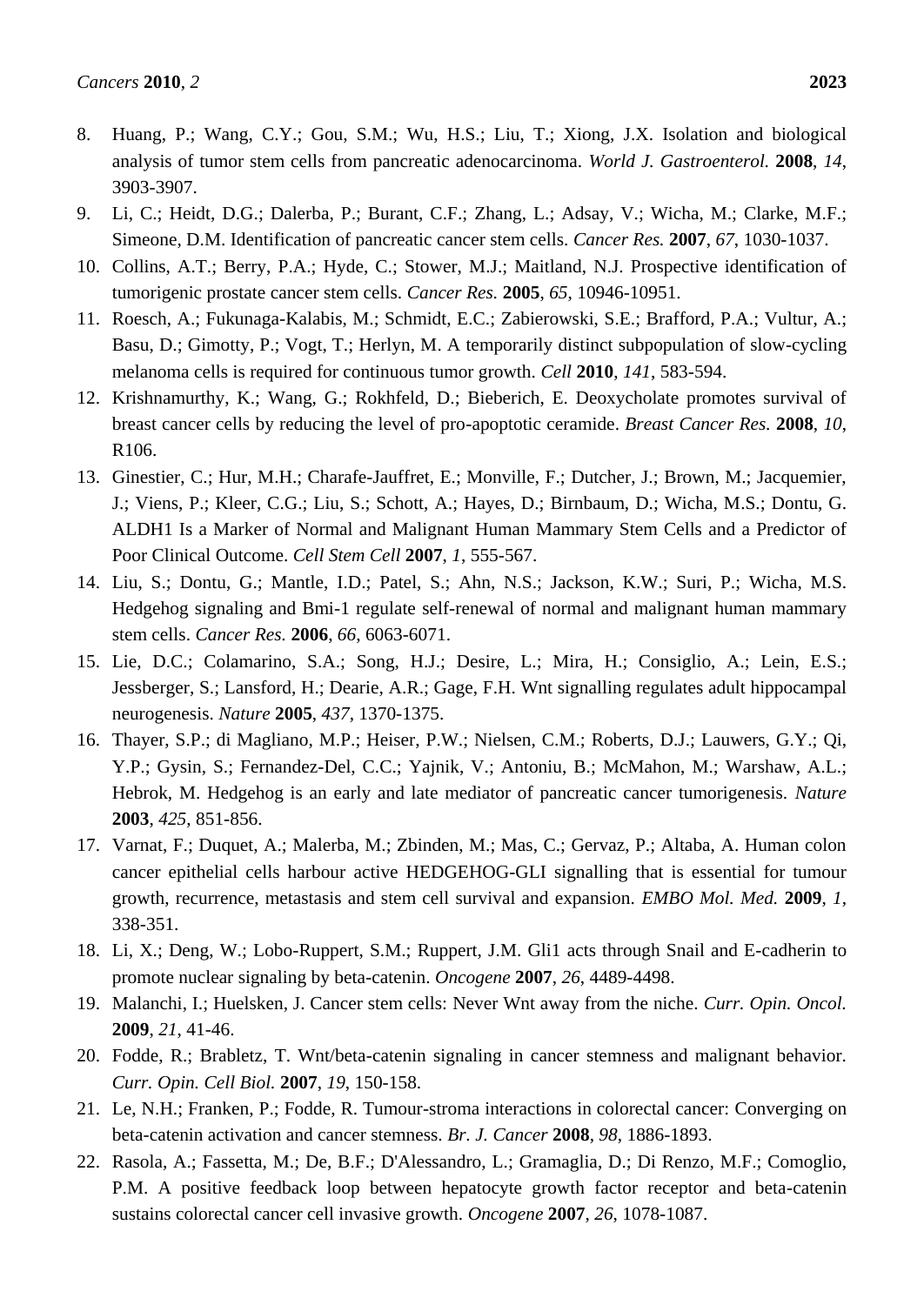8. Huang, P.; Wang, C.Y.; Gou, S.M.; Wu, H.S.; Liu, T.; Xiong, J.X. Isolation and biological analysis of tumor stem cells from pancreatic adenocarcinoma. *World J. Gastroenterol.* **2008**, *14*, 3903-3907.
9. Li, C.; Heidt, D.G.; Dalerba, P.; Burant, C.F.; Zhang, L.; Adsay, V.; Wicha, M.; Clarke, M.F.; Simeone, D.M. Identification of pancreatic cancer stem cells. *Cancer Res.* **2007**, *67*, 1030-1037.
10. Collins, A.T.; Berry, P.A.; Hyde, C.; Stower, M.J.; Maitland, N.J. Prospective identification of tumorigenic prostate cancer stem cells. *Cancer Res.* **2005**, *65*, 10946-10951.
11. Roesch, A.; Fukunaga-Kalabis, M.; Schmidt, E.C.; Zabierowski, S.E.; Brafford, P.A.; Vultur, A.; Basu, D.; Gimotty, P.; Vogt, T.; Herlyn, M. A temporarily distinct subpopulation of slow-cycling melanoma cells is required for continuous tumor growth. *Cell* **2010**, *141*, 583-594.
12. Krishnamurthy, K.; Wang, G.; Rokhfeld, D.; Bieberich, E. Deoxycholate promotes survival of breast cancer cells by reducing the level of pro-apoptotic ceramide. *Breast Cancer Res.* **2008**, *10*, R106.
13. Ginestier, C.; Hur, M.H.; Charafe-Jauffret, E.; Monville, F.; Dutcher, J.; Brown, M.; Jacquemier, J.; Viens, P.; Kleer, C.G.; Liu, S.; Schott, A.; Hayes, D.; Birnbaum, D.; Wicha, M.S.; Dontu, G. ALDH1 Is a Marker of Normal and Malignant Human Mammary Stem Cells and a Predictor of Poor Clinical Outcome. *Cell Stem Cell* **2007**, *1*, 555-567.
14. Liu, S.; Dontu, G.; Mantle, I.D.; Patel, S.; Ahn, N.S.; Jackson, K.W.; Suri, P.; Wicha, M.S. Hedgehog signaling and Bmi-1 regulate self-renewal of normal and malignant human mammary stem cells. *Cancer Res.* **2006**, *66*, 6063-6071.
15. Lie, D.C.; Colamarino, S.A.; Song, H.J.; Desire, L.; Mira, H.; Consiglio, A.; Lein, E.S.; Jessberger, S.; Lansford, H.; Dearie, A.R.; Gage, F.H. Wnt signalling regulates adult hippocampal neurogenesis. *Nature* **2005**, *437*, 1370-1375.
16. Thayer, S.P.; di Magliano, M.P.; Heiser, P.W.; Nielsen, C.M.; Roberts, D.J.; Lauwers, G.Y.; Qi, Y.P.; Gysin, S.; Fernandez-Del, C.C.; Yajnik, V.; Antoniu, B.; McMahon, M.; Warshaw, A.L.; Hebrok, M. Hedgehog is an early and late mediator of pancreatic cancer tumorigenesis. *Nature* **2003**, *425*, 851-856.
17. Varnat, F.; Duquet, A.; Malerba, M.; Zbinden, M.; Mas, C.; Gervaz, P.; Altaba, A. Human colon cancer epithelial cells harbour active HEDGEHOG-GLI signalling that is essential for tumour growth, recurrence, metastasis and stem cell survival and expansion. *EMBO Mol. Med.* **2009**, *1*, 338-351.
18. Li, X.; Deng, W.; Lobo-Ruppert, S.M.; Ruppert, J.M. Gli1 acts through Snail and E-cadherin to promote nuclear signaling by beta-catenin. *Oncogene* **2007**, *26*, 4489-4498.
19. Malanchi, I.; Huelsken, J. Cancer stem cells: Never Wnt away from the niche. *Curr. Opin. Oncol.* **2009**, *21*, 41-46.
20. Fodde, R.; Brabletz, T. Wnt/beta-catenin signaling in cancer stemness and malignant behavior. *Curr. Opin. Cell Biol.* **2007**, *19*, 150-158.
21. Le, N.H.; Franken, P.; Fodde, R. Tumour-stroma interactions in colorectal cancer: Converging on beta-catenin activation and cancer stemness. *Br. J. Cancer* **2008**, *98*, 1886-1893.
22. Rasola, A.; Fassetta, M.; De, B.F.; D'Alessandro, L.; Gramaglia, D.; Di Renzo, M.F.; Comoglio, P.M. A positive feedback loop between hepatocyte growth factor receptor and beta-catenin sustains colorectal cancer cell invasive growth. *Oncogene* **2007**, *26*, 1078-1087.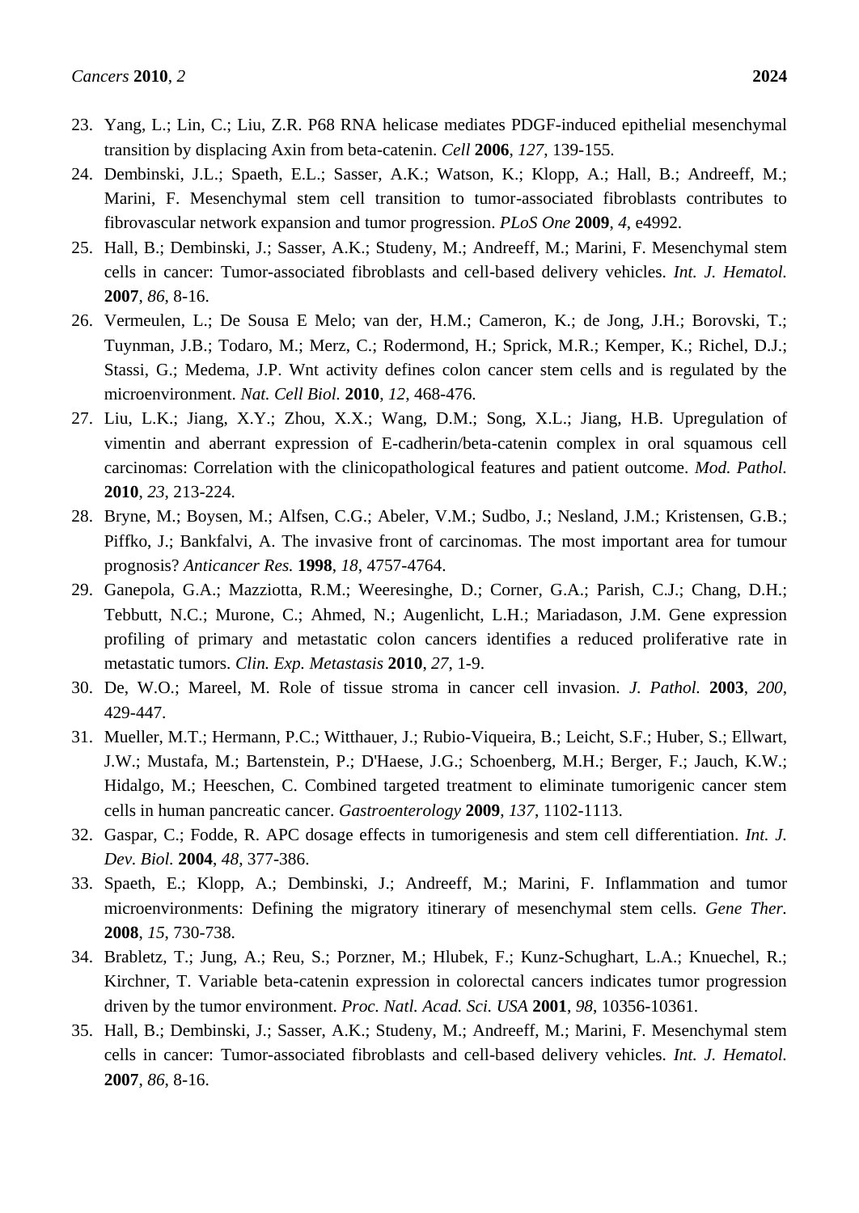23. Yang, L.; Lin, C.; Liu, Z.R. P68 RNA helicase mediates PDGF-induced epithelial mesenchymal transition by displacing Axin from beta-catenin. *Cell* **2006**, *127*, 139-155.
24. Dembinski, J.L.; Spaeth, E.L.; Sasser, A.K.; Watson, K.; Klopp, A.; Hall, B.; Andreeff, M.; Marini, F. Mesenchymal stem cell transition to tumor-associated fibroblasts contributes to fibrovascular network expansion and tumor progression. *PLoS One* **2009**, *4*, e4992.
25. Hall, B.; Dembinski, J.; Sasser, A.K.; Studeny, M.; Andreeff, M.; Marini, F. Mesenchymal stem cells in cancer: Tumor-associated fibroblasts and cell-based delivery vehicles. *Int. J. Hematol.* **2007**, *86*, 8-16.
26. Vermeulen, L.; De Sousa E Melo; van der, H.M.; Cameron, K.; de Jong, J.H.; Borovski, T.; Tuynman, J.B.; Todaro, M.; Merz, C.; Rodermond, H.; Sprick, M.R.; Kemper, K.; Richel, D.J.; Stassi, G.; Medema, J.P. Wnt activity defines colon cancer stem cells and is regulated by the microenvironment. *Nat. Cell Biol.* **2010**, *12*, 468-476.
27. Liu, L.K.; Jiang, X.Y.; Zhou, X.X.; Wang, D.M.; Song, X.L.; Jiang, H.B. Upregulation of vimentin and aberrant expression of E-cadherin/beta-catenin complex in oral squamous cell carcinomas: Correlation with the clinicopathological features and patient outcome. *Mod. Pathol.* **2010**, *23*, 213-224.
28. Bryne, M.; Boysen, M.; Alfsen, C.G.; Abeler, V.M.; Sudbo, J.; Nesland, J.M.; Kristensen, G.B.; Piffko, J.; Bankfalvi, A. The invasive front of carcinomas. The most important area for tumour prognosis? *Anticancer Res.* **1998**, *18*, 4757-4764.
29. Ganepola, G.A.; Mazziotta, R.M.; Weeresinghe, D.; Corner, G.A.; Parish, C.J.; Chang, D.H.; Tebbutt, N.C.; Murone, C.; Ahmed, N.; Augenlicht, L.H.; Mariadason, J.M. Gene expression profiling of primary and metastatic colon cancers identifies a reduced proliferative rate in metastatic tumors. *Clin. Exp. Metastasis* **2010**, *27*, 1-9.
30. De, W.O.; Mareel, M. Role of tissue stroma in cancer cell invasion. *J. Pathol.* **2003**, *200*, 429-447.
31. Mueller, M.T.; Hermann, P.C.; Witthauer, J.; Rubio-Viqueira, B.; Leicht, S.F.; Huber, S.; Ellwart, J.W.; Mustafa, M.; Bartenstein, P.; D'Haese, J.G.; Schoenberg, M.H.; Berger, F.; Jauch, K.W.; Hidalgo, M.; Heeschen, C. Combined targeted treatment to eliminate tumorigenic cancer stem cells in human pancreatic cancer. *Gastroenterology* **2009**, *137*, 1102-1113.
32. Gaspar, C.; Fodde, R. APC dosage effects in tumorigenesis and stem cell differentiation. *Int. J. Dev. Biol.* **2004**, *48*, 377-386.
33. Spaeth, E.; Klopp, A.; Dembinski, J.; Andreeff, M.; Marini, F. Inflammation and tumor microenvironments: Defining the migratory itinerary of mesenchymal stem cells. *Gene Ther.* **2008**, *15*, 730-738.
34. Brabletz, T.; Jung, A.; Reu, S.; Porzner, M.; Hlubek, F.; Kunz-Schughart, L.A.; Knuechel, R.; Kirchner, T. Variable beta-catenin expression in colorectal cancers indicates tumor progression driven by the tumor environment. *Proc. Natl. Acad. Sci. USA* **2001**, *98*, 10356-10361.
35. Hall, B.; Dembinski, J.; Sasser, A.K.; Studeny, M.; Andreeff, M.; Marini, F. Mesenchymal stem cells in cancer: Tumor-associated fibroblasts and cell-based delivery vehicles. *Int. J. Hematol.* **2007**, *86*, 8-16.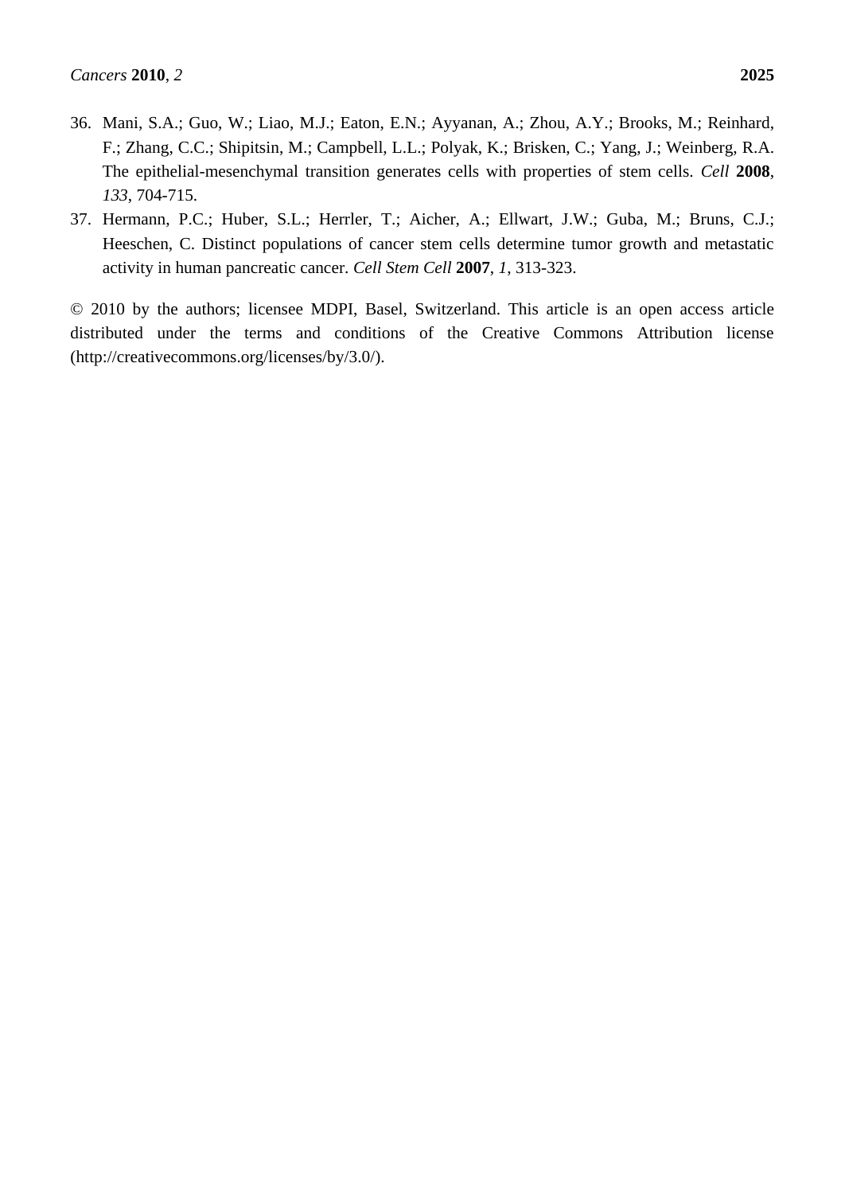36. Mani, S.A.; Guo, W.; Liao, M.J.; Eaton, E.N.; Ayyanan, A.; Zhou, A.Y.; Brooks, M.; Reinhard, F.; Zhang, C.C.; Shipitsin, M.; Campbell, L.L.; Polyak, K.; Brisken, C.; Yang, J.; Weinberg, R.A. The epithelial-mesenchymal transition generates cells with properties of stem cells. *Cell* **2008**, *133*, 704-715.
37. Hermann, P.C.; Huber, S.L.; Herrler, T.; Aicher, A.; Ellwart, J.W.; Guba, M.; Bruns, C.J.; Heeschen, C. Distinct populations of cancer stem cells determine tumor growth and metastatic activity in human pancreatic cancer. *Cell Stem Cell* **2007**, *1*, 313-323.

© 2010 by the authors; licensee MDPI, Basel, Switzerland. This article is an open access article distributed under the terms and conditions of the Creative Commons Attribution license (http://creativecommons.org/licenses/by/3.0/).